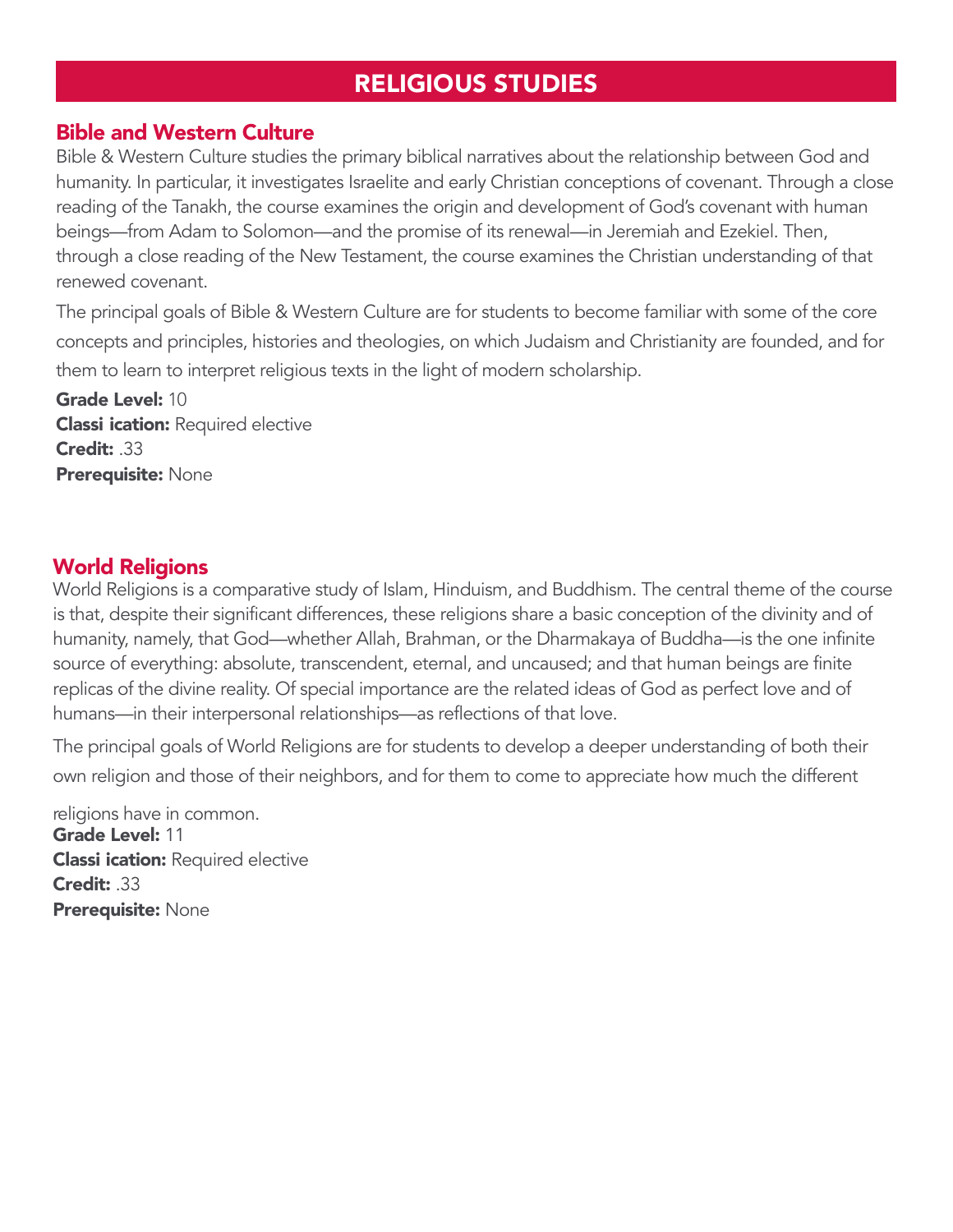# RELIGIOUS STUDIES

## Bible and Western Culture

Bible & Western Culture studies the primary biblical narratives about the relationship between God and humanity. In particular, it investigates Israelite and early Christian conceptions of covenant. Through a close reading of the Tanakh, the course examines the origin and development of God's covenant with human beings—from Adam to Solomon—and the promise of its renewal—in Jeremiah and Ezekiel. Then, through a close reading of the New Testament, the course examines the Christian understanding of that renewed covenant.

The principal goals of Bible & Western Culture are for students to become familiar with some of the core concepts and principles, histories and theologies, on which Judaism and Christianity are founded, and for them to learn to interpret religious texts in the light of modern scholarship.

**Grade Level:** 10
**Classi ication:** Required elective
**Credit:** .33
**Prerequisite:** None

## World Religions

World Religions is a comparative study of Islam, Hinduism, and Buddhism. The central theme of the course is that, despite their significant differences, these religions share a basic conception of the divinity and of humanity, namely, that God—whether Allah, Brahman, or the Dharmakaya of Buddha—is the one infinite source of everything: absolute, transcendent, eternal, and uncaused; and that human beings are finite replicas of the divine reality. Of special importance are the related ideas of God as perfect love and of humans—in their interpersonal relationships—as reflections of that love.

The principal goals of World Religions are for students to develop a deeper understanding of both their own religion and those of their neighbors, and for them to come to appreciate how much the different religions have in common.

**Grade Level:** 11
**Classi ication:** Required elective
**Credit:** .33
**Prerequisite:** None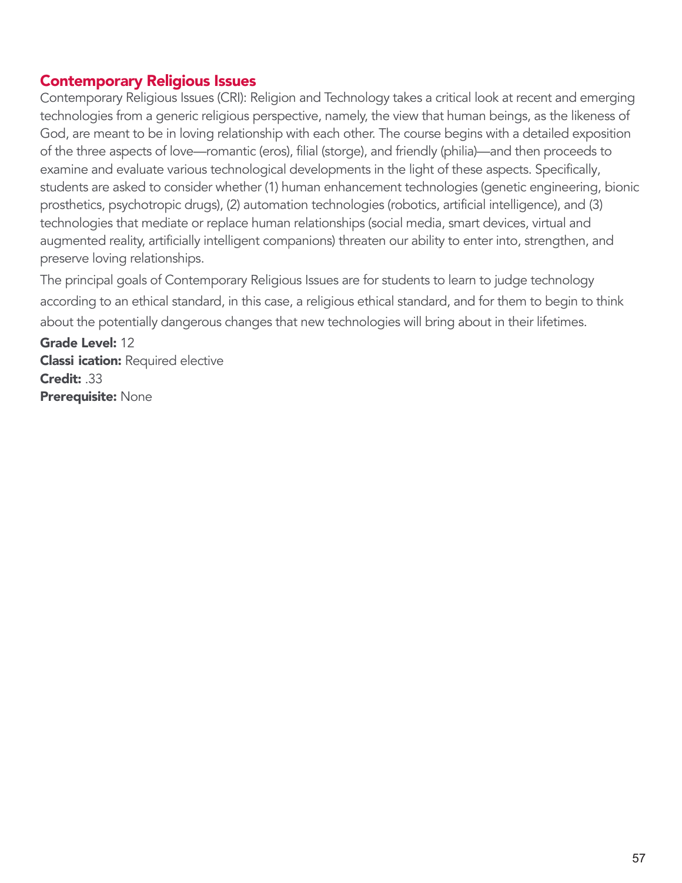## Contemporary Religious Issues

Contemporary Religious Issues (CRI): Religion and Technology takes a critical look at recent and emerging technologies from a generic religious perspective, namely, the view that human beings, as the likeness of God, are meant to be in loving relationship with each other. The course begins with a detailed exposition of the three aspects of love—romantic (eros), filial (storge), and friendly (philia)—and then proceeds to examine and evaluate various technological developments in the light of these aspects. Specifically, students are asked to consider whether (1) human enhancement technologies (genetic engineering, bionic prosthetics, psychotropic drugs), (2) automation technologies (robotics, artificial intelligence), and (3) technologies that mediate or replace human relationships (social media, smart devices, virtual and augmented reality, artificially intelligent companions) threaten our ability to enter into, strengthen, and preserve loving relationships.

The principal goals of Contemporary Religious Issues are for students to learn to judge technology according to an ethical standard, in this case, a religious ethical standard, and for them to begin to think about the potentially dangerous changes that new technologies will bring about in their lifetimes.

**Grade Level:** 12
**Classi ication:** Required elective
**Credit:** .33
**Prerequisite:** None